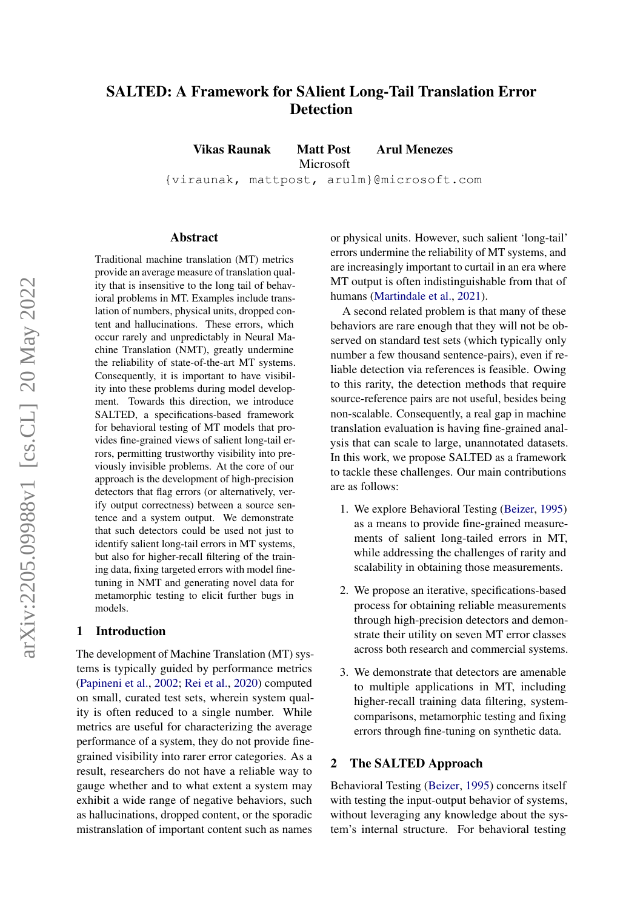# SALTED: A Framework for SAlient Long-Tail Translation Error Detection

**Vikas Raunak    Matt Post    Arul Menezes**
Microsoft
{viraunak, mattpost, arulm}@microsoft.com

## Abstract

Traditional machine translation (MT) metrics provide an average measure of translation quality that is insensitive to the long tail of behavioral problems in MT. Examples include translation of numbers, physical units, dropped content and hallucinations. These errors, which occur rarely and unpredictably in Neural Machine Translation (NMT), greatly undermine the reliability of state-of-the-art MT systems. Consequently, it is important to have visibility into these problems during model development. Towards this direction, we introduce SALTED, a specifications-based framework for behavioral testing of MT models that provides fine-grained views of salient long-tail errors, permitting trustworthy visibility into previously invisible problems. At the core of our approach is the development of high-precision detectors that flag errors (or alternatively, verify output correctness) between a source sentence and a system output. We demonstrate that such detectors could be used not just to identify salient long-tail errors in MT systems, but also for higher-recall filtering of the training data, fixing targeted errors with model fine-tuning in NMT and generating novel data for metamorphic testing to elicit further bugs in models.

## 1 Introduction

The development of Machine Translation (MT) systems is typically guided by performance metrics (Papineni et al., 2002; Rei et al., 2020) computed on small, curated test sets, wherein system quality is often reduced to a single number. While metrics are useful for characterizing the average performance of a system, they do not provide fine-grained visibility into rarer error categories. As a result, researchers do not have a reliable way to gauge whether and to what extent a system may exhibit a wide range of negative behaviors, such as hallucinations, dropped content, or the sporadic mistranslation of important content such as names or physical units. However, such salient 'long-tail' errors undermine the reliability of MT systems, and are increasingly important to curtail in an era where MT output is often indistinguishable from that of humans (Martindale et al., 2021).

A second related problem is that many of these behaviors are rare enough that they will not be observed on standard test sets (which typically only number a few thousand sentence-pairs), even if reliable detection via references is feasible. Owing to this rarity, the detection methods that require source-reference pairs are not useful, besides being non-scalable. Consequently, a real gap in machine translation evaluation is having fine-grained analysis that can scale to large, unannotated datasets. In this work, we propose SALTED as a framework to tackle these challenges. Our main contributions are as follows:

1. We explore Behavioral Testing (Beizer, 1995) as a means to provide fine-grained measurements of salient long-tailed errors in MT, while addressing the challenges of rarity and scalability in obtaining those measurements.
2. We propose an iterative, specifications-based process for obtaining reliable measurements through high-precision detectors and demonstrate their utility on seven MT error classes across both research and commercial systems.
3. We demonstrate that detectors are amenable to multiple applications in MT, including higher-recall training data filtering, system-comparisons, metamorphic testing and fixing errors through fine-tuning on synthetic data.

## 2 The SALTED Approach

Behavioral Testing (Beizer, 1995) concerns itself with testing the input-output behavior of systems, without leveraging any knowledge about the system's internal structure. For behavioral testing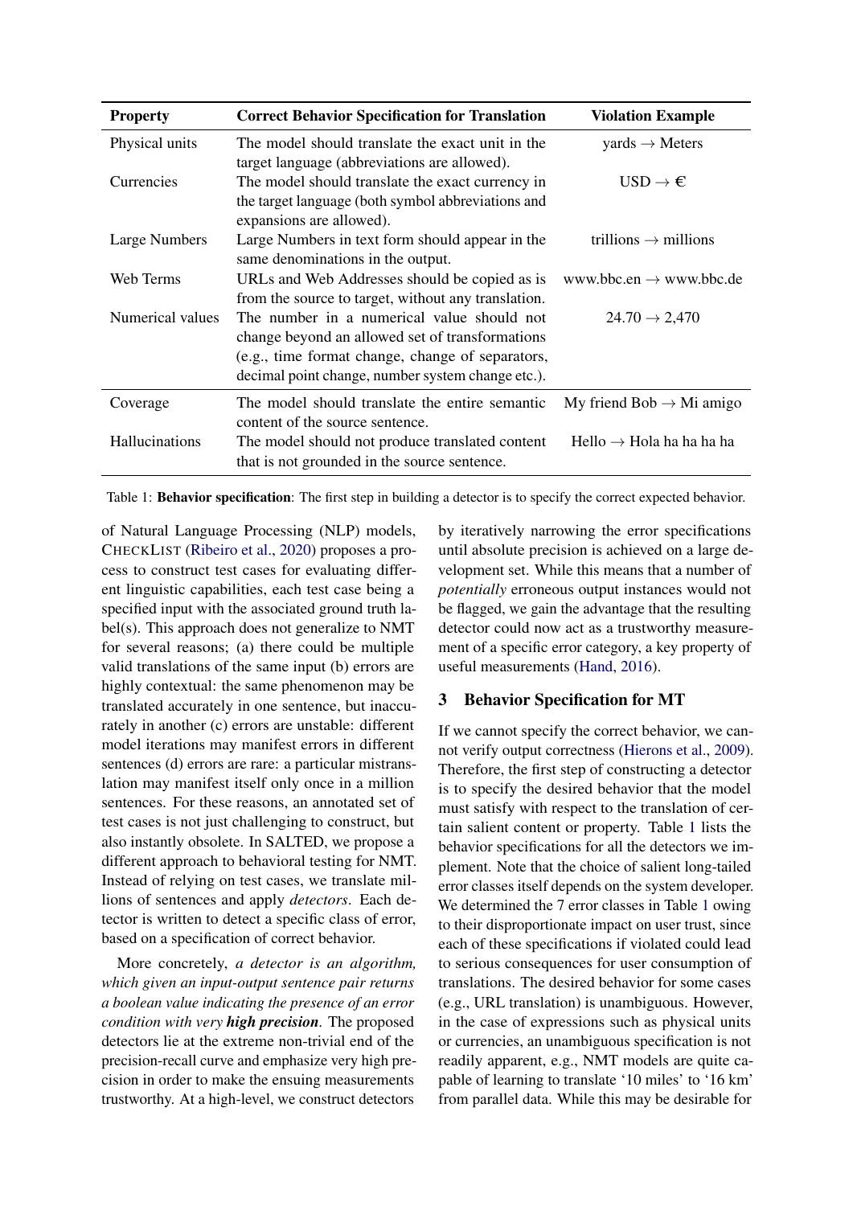| Property | Correct Behavior Specification for Translation | Violation Example |
| --- | --- | --- |
| Physical units | The model should translate the exact unit in the target language (abbreviations are allowed). | yards → Meters |
| Currencies | The model should translate the exact currency in the target language (both symbol abbreviations and expansions are allowed). | USD → € |
| Large Numbers | Large Numbers in text form should appear in the same denominations in the output. | trillions → millions |
| Web Terms | URLs and Web Addresses should be copied as is from the source to target, without any translation. | www.bbc.en → www.bbc.de |
| Numerical values | The number in a numerical value should not change beyond an allowed set of transformations (e.g., time format change, change of separators, decimal point change, number system change etc.). | 24.70 → 2,470 |
| Coverage | The model should translate the entire semantic content of the source sentence. | My friend Bob → Mi amigo |
| Hallucinations | The model should not produce translated content that is not grounded in the source sentence. | Hello → Hola ha ha ha ha |

Table 1: **Behavior specification**: The first step in building a detector is to specify the correct expected behavior.

of Natural Language Processing (NLP) models, CheckList (Ribeiro et al., 2020) proposes a process to construct test cases for evaluating different linguistic capabilities, each test case being a specified input with the associated ground truth label(s). This approach does not generalize to NMT for several reasons; (a) there could be multiple valid translations of the same input (b) errors are highly contextual: the same phenomenon may be translated accurately in one sentence, but inaccurately in another (c) errors are unstable: different model iterations may manifest errors in different sentences (d) errors are rare: a particular mistranslation may manifest itself only once in a million sentences. For these reasons, an annotated set of test cases is not just challenging to construct, but also instantly obsolete. In SALTED, we propose a different approach to behavioral testing for NMT. Instead of relying on test cases, we translate millions of sentences and apply *detectors*. Each detector is written to detect a specific class of error, based on a specification of correct behavior.

More concretely, *a detector is an algorithm, which given an input-output sentence pair returns a boolean value indicating the presence of an error condition with very* ***high precision***. The proposed detectors lie at the extreme non-trivial end of the precision-recall curve and emphasize very high precision in order to make the ensuing measurements trustworthy. At a high-level, we construct detectors by iteratively narrowing the error specifications until absolute precision is achieved on a large development set. While this means that a number of *potentially* erroneous output instances would not be flagged, we gain the advantage that the resulting detector could now act as a trustworthy measurement of a specific error category, a key property of useful measurements (Hand, 2016).

## 3 Behavior Specification for MT

If we cannot specify the correct behavior, we cannot verify output correctness (Hierons et al., 2009). Therefore, the first step of constructing a detector is to specify the desired behavior that the model must satisfy with respect to the translation of certain salient content or property. Table 1 lists the behavior specifications for all the detectors we implement. Note that the choice of salient long-tailed error classes itself depends on the system developer. We determined the 7 error classes in Table 1 owing to their disproportionate impact on user trust, since each of these specifications if violated could lead to serious consequences for user consumption of translations. The desired behavior for some cases (e.g., URL translation) is unambiguous. However, in the case of expressions such as physical units or currencies, an unambiguous specification is not readily apparent, e.g., NMT models are quite capable of learning to translate '10 miles' to '16 km' from parallel data. While this may be desirable for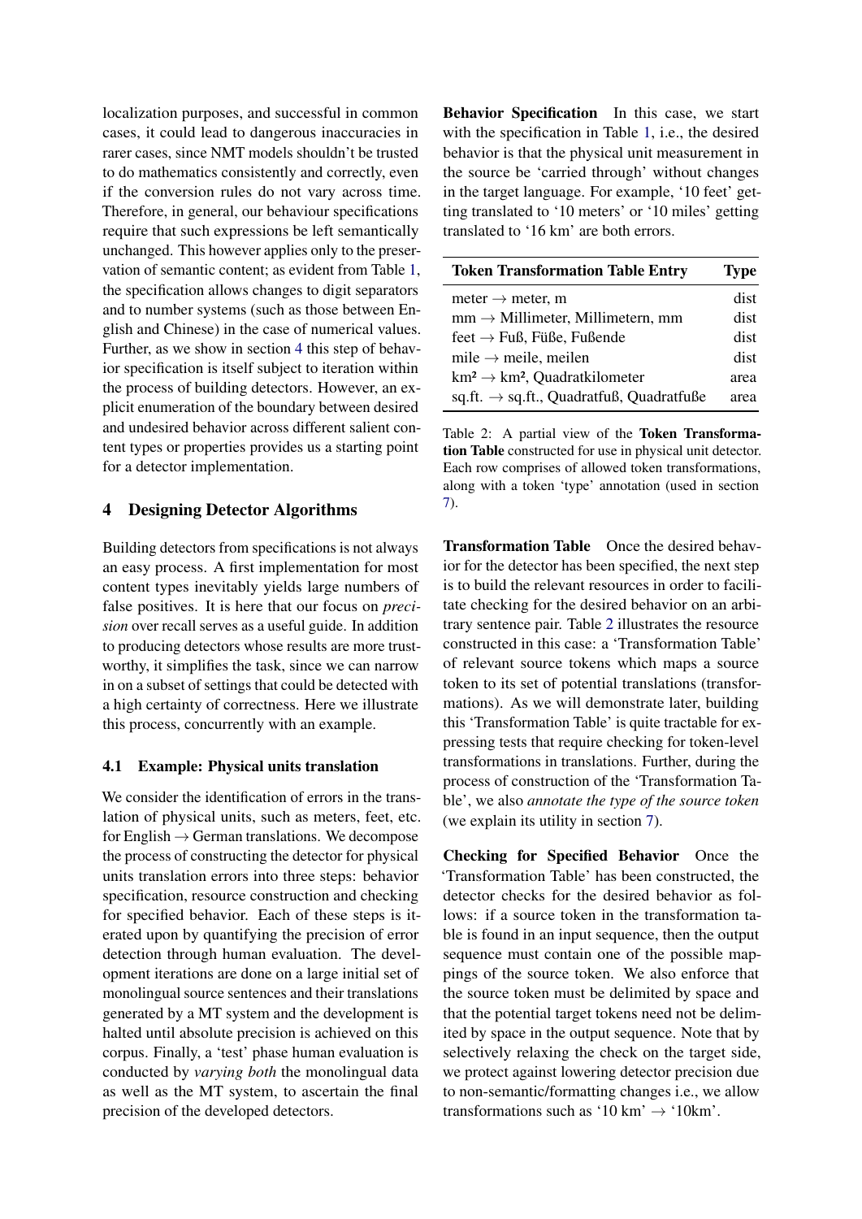localization purposes, and successful in common cases, it could lead to dangerous inaccuracies in rarer cases, since NMT models shouldn't be trusted to do mathematics consistently and correctly, even if the conversion rules do not vary across time. Therefore, in general, our behaviour specifications require that such expressions be left semantically unchanged. This however applies only to the preservation of semantic content; as evident from Table 1, the specification allows changes to digit separators and to number systems (such as those between English and Chinese) in the case of numerical values. Further, as we show in section 4 this step of behavior specification is itself subject to iteration within the process of building detectors. However, an explicit enumeration of the boundary between desired and undesired behavior across different salient content types or properties provides us a starting point for a detector implementation.

## 4 Designing Detector Algorithms

Building detectors from specifications is not always an easy process. A first implementation for most content types inevitably yields large numbers of false positives. It is here that our focus on *precision* over recall serves as a useful guide. In addition to producing detectors whose results are more trustworthy, it simplifies the task, since we can narrow in on a subset of settings that could be detected with a high certainty of correctness. Here we illustrate this process, concurrently with an example.

### 4.1 Example: Physical units translation

We consider the identification of errors in the translation of physical units, such as meters, feet, etc. for English → German translations. We decompose the process of constructing the detector for physical units translation errors into three steps: behavior specification, resource construction and checking for specified behavior. Each of these steps is iterated upon by quantifying the precision of error detection through human evaluation. The development iterations are done on a large initial set of monolingual source sentences and their translations generated by a MT system and the development is halted until absolute precision is achieved on this corpus. Finally, a 'test' phase human evaluation is conducted by *varying both* the monolingual data as well as the MT system, to ascertain the final precision of the developed detectors.

**Behavior Specification** In this case, we start with the specification in Table 1, i.e., the desired behavior is that the physical unit measurement in the source be 'carried through' without changes in the target language. For example, '10 feet' getting translated to '10 meters' or '10 miles' getting translated to '16 km' are both errors.

| Token Transformation Table Entry | Type |
|---|---|
| meter → meter, m | dist |
| mm → Millimeter, Millimetern, mm | dist |
| feet → Fuß, Füße, Fußende | dist |
| mile → meile, meilen | dist |
| km² → km², Quadratkilometer | area |
| sq.ft. → sq.ft., Quadratfuß, Quadratfuße | area |

Table 2: A partial view of the **Token Transformation Table** constructed for use in physical unit detector. Each row comprises of allowed token transformations, along with a token 'type' annotation (used in section 7).

**Transformation Table** Once the desired behavior for the detector has been specified, the next step is to build the relevant resources in order to facilitate checking for the desired behavior on an arbitrary sentence pair. Table 2 illustrates the resource constructed in this case: a 'Transformation Table' of relevant source tokens which maps a source token to its set of potential translations (transformations). As we will demonstrate later, building this 'Transformation Table' is quite tractable for expressing tests that require checking for token-level transformations in translations. Further, during the process of construction of the 'Transformation Table', we also *annotate the type of the source token* (we explain its utility in section 7).

**Checking for Specified Behavior** Once the 'Transformation Table' has been constructed, the detector checks for the desired behavior as follows: if a source token in the transformation table is found in an input sequence, then the output sequence must contain one of the possible mappings of the source token. We also enforce that the source token must be delimited by space and that the potential target tokens need not be delimited by space in the output sequence. Note that by selectively relaxing the check on the target side, we protect against lowering detector precision due to non-semantic/formatting changes i.e., we allow transformations such as '10 km' → '10km'.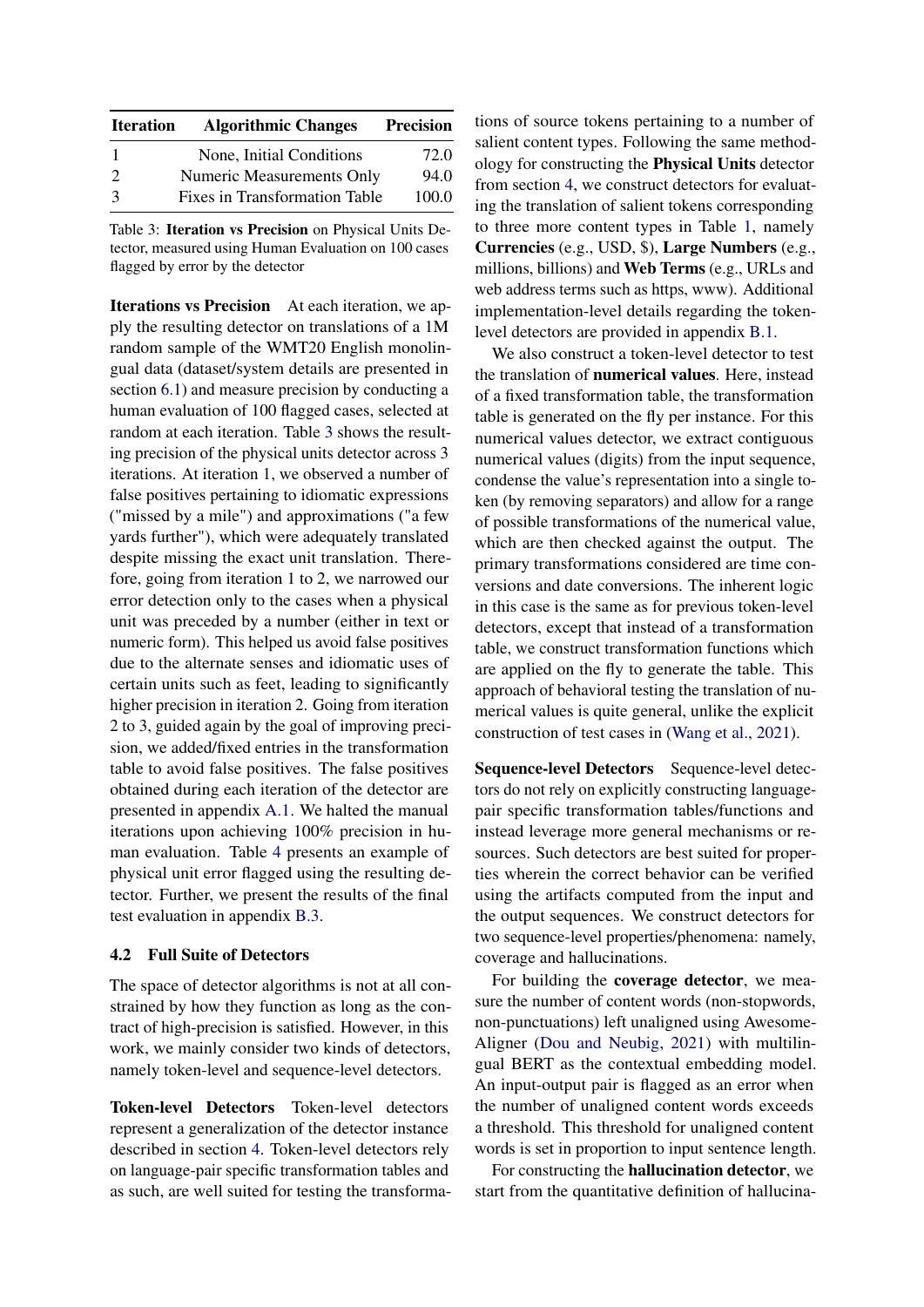| Iteration | Algorithmic Changes | Precision |
|---|---|---|
| 1 | None, Initial Conditions | 72.0 |
| 2 | Numeric Measurements Only | 94.0 |
| 3 | Fixes in Transformation Table | 100.0 |

Table 3: **Iteration vs Precision** on Physical Units Detector, measured using Human Evaluation on 100 cases flagged by error by the detector

**Iterations vs Precision** At each iteration, we apply the resulting detector on translations of a 1M random sample of the WMT20 English monolingual data (dataset/system details are presented in section 6.1) and measure precision by conducting a human evaluation of 100 flagged cases, selected at random at each iteration. Table 3 shows the resulting precision of the physical units detector across 3 iterations. At iteration 1, we observed a number of false positives pertaining to idiomatic expressions ("missed by a mile") and approximations ("a few yards further"), which were adequately translated despite missing the exact unit translation. Therefore, going from iteration 1 to 2, we narrowed our error detection only to the cases when a physical unit was preceded by a number (either in text or numeric form). This helped us avoid false positives due to the alternate senses and idiomatic uses of certain units such as feet, leading to significantly higher precision in iteration 2. Going from iteration 2 to 3, guided again by the goal of improving precision, we added/fixed entries in the transformation table to avoid false positives. The false positives obtained during each iteration of the detector are presented in appendix A.1. We halted the manual iterations upon achieving 100% precision in human evaluation. Table 4 presents an example of physical unit error flagged using the resulting detector. Further, we present the results of the final test evaluation in appendix B.3.

## 4.2 Full Suite of Detectors

The space of detector algorithms is not at all constrained by how they function as long as the contract of high-precision is satisfied. However, in this work, we mainly consider two kinds of detectors, namely token-level and sequence-level detectors.

**Token-level Detectors** Token-level detectors represent a generalization of the detector instance described in section 4. Token-level detectors rely on language-pair specific transformation tables and as such, are well suited for testing the transformations of source tokens pertaining to a number of salient content types. Following the same methodology for constructing the **Physical Units** detector from section 4, we construct detectors for evaluating the translation of salient tokens corresponding to three more content types in Table 1, namely **Currencies** (e.g., USD, $), **Large Numbers** (e.g., millions, billions) and **Web Terms** (e.g., URLs and web address terms such as https, www). Additional implementation-level details regarding the token-level detectors are provided in appendix B.1.

We also construct a token-level detector to test the translation of **numerical values**. Here, instead of a fixed transformation table, the transformation table is generated on the fly per instance. For this numerical values detector, we extract contiguous numerical values (digits) from the input sequence, condense the value's representation into a single token (by removing separators) and allow for a range of possible transformations of the numerical value, which are then checked against the output. The primary transformations considered are time conversions and date conversions. The inherent logic in this case is the same as for previous token-level detectors, except that instead of a transformation table, we construct transformation functions which are applied on the fly to generate the table. This approach of behavioral testing the translation of numerical values is quite general, unlike the explicit construction of test cases in (Wang et al., 2021).

**Sequence-level Detectors** Sequence-level detectors do not rely on explicitly constructing language-pair specific transformation tables/functions and instead leverage more general mechanisms or resources. Such detectors are best suited for properties wherein the correct behavior can be verified using the artifacts computed from the input and the output sequences. We construct detectors for two sequence-level properties/phenomena: namely, coverage and hallucinations.

For building the **coverage detector**, we measure the number of content words (non-stopwords, non-punctuations) left unaligned using Awesome-Aligner (Dou and Neubig, 2021) with multilingual BERT as the contextual embedding model. An input-output pair is flagged as an error when the number of unaligned content words exceeds a threshold. This threshold for unaligned content words is set in proportion to input sentence length.

For constructing the **hallucination detector**, we start from the quantitative definition of hallucina-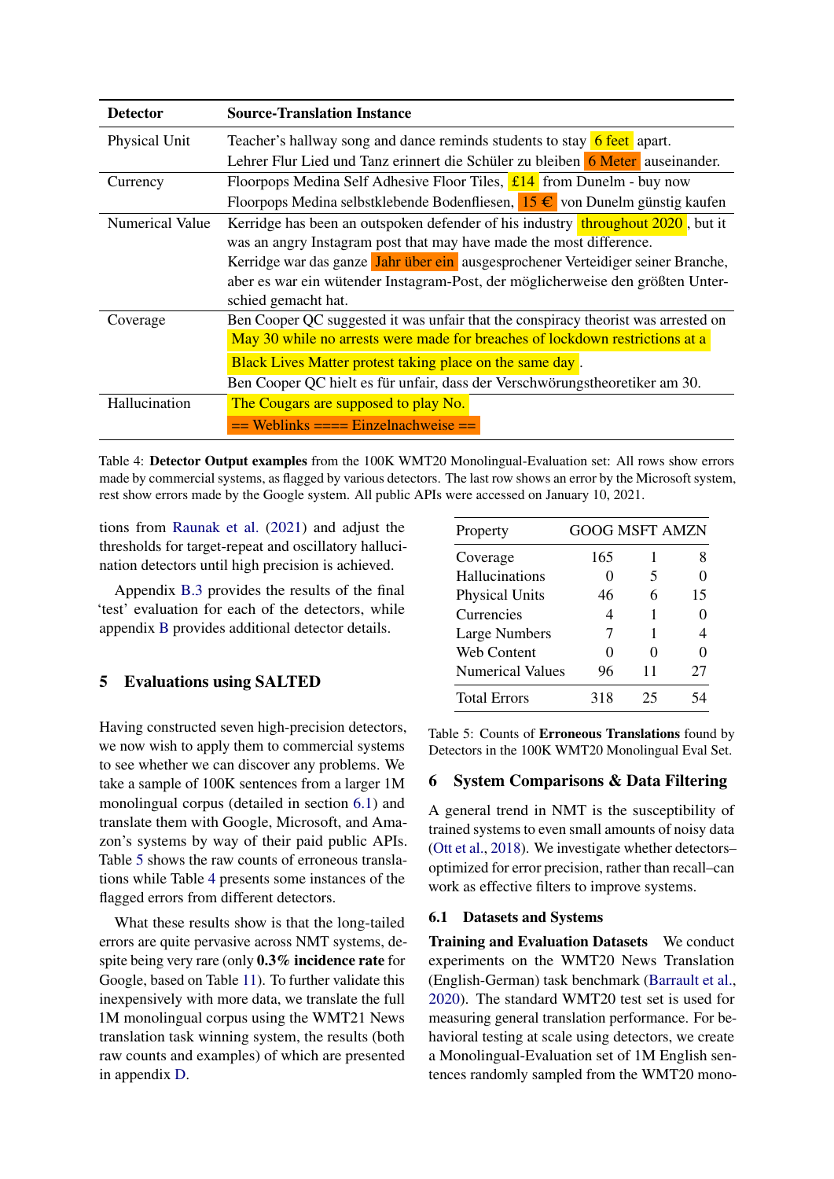| Detector | Source-Translation Instance |
|---|---|
| Physical Unit | Teacher's hallway song and dance reminds students to stay 6 feet apart.<br>Lehrer Flur Lied und Tanz erinnert die Schüler zu bleiben 6 Meter auseinander. |
| Currency | Floorpops Medina Self Adhesive Floor Tiles, £14 from Dunelm - buy now<br>Floorpops Medina selbstklebende Bodenfliesen, 15 € von Dunelm günstig kaufen |
| Numerical Value | Kerridge has been an outspoken defender of his industry throughout 2020 , but it was an angry Instagram post that may have made the most difference.<br>Kerridge war das ganze Jahr über ein ausgesprochener Verteidiger seiner Branche, aber es war ein wütender Instagram-Post, der möglicherweise den größten Unterschied gemacht hat. |
| Coverage | Ben Cooper QC suggested it was unfair that the conspiracy theorist was arrested on May 30 while no arrests were made for breaches of lockdown restrictions at a Black Lives Matter protest taking place on the same day .<br>Ben Cooper QC hielt es für unfair, dass der Verschwörungstheoretiker am 30. |
| Hallucination | The Cougars are supposed to play No.<br>== Weblinks ==== Einzelnachweise == |

Table 4: **Detector Output examples** from the 100K WMT20 Monolingual-Evaluation set: All rows show errors made by commercial systems, as flagged by various detectors. The last row shows an error by the Microsoft system, rest show errors made by the Google system. All public APIs were accessed on January 10, 2021.

tions from Raunak et al. (2021) and adjust the thresholds for target-repeat and oscillatory hallucination detectors until high precision is achieved.

Appendix B.3 provides the results of the final 'test' evaluation for each of the detectors, while appendix B provides additional detector details.

## 5 Evaluations using SALTED

Having constructed seven high-precision detectors, we now wish to apply them to commercial systems to see whether we can discover any problems. We take a sample of 100K sentences from a larger 1M monolingual corpus (detailed in section 6.1) and translate them with Google, Microsoft, and Amazon's systems by way of their paid public APIs. Table 5 shows the raw counts of erroneous translations while Table 4 presents some instances of the flagged errors from different detectors.

What these results show is that the long-tailed errors are quite pervasive across NMT systems, despite being very rare (only **0.3% incidence rate** for Google, based on Table 11). To further validate this inexpensively with more data, we translate the full 1M monolingual corpus using the WMT21 News translation task winning system, the results (both raw counts and examples) of which are presented in appendix D.

| Property | GOOG | MSFT | AMZN |
|---|---|---|---|
| Coverage | 165 | 1 | 8 |
| Hallucinations | 0 | 5 | 0 |
| Physical Units | 46 | 6 | 15 |
| Currencies | 4 | 1 | 0 |
| Large Numbers | 7 | 1 | 4 |
| Web Content | 0 | 0 | 0 |
| Numerical Values | 96 | 11 | 27 |
| Total Errors | 318 | 25 | 54 |

Table 5: Counts of **Erroneous Translations** found by Detectors in the 100K WMT20 Monolingual Eval Set.

## 6 System Comparisons & Data Filtering

A general trend in NMT is the susceptibility of trained systems to even small amounts of noisy data (Ott et al., 2018). We investigate whether detectors–optimized for error precision, rather than recall–can work as effective filters to improve systems.

### 6.1 Datasets and Systems

**Training and Evaluation Datasets** We conduct experiments on the WMT20 News Translation (English-German) task benchmark (Barrault et al., 2020). The standard WMT20 test set is used for measuring general translation performance. For behavioral testing at scale using detectors, we create a Monolingual-Evaluation set of 1M English sentences randomly sampled from the WMT20 mono-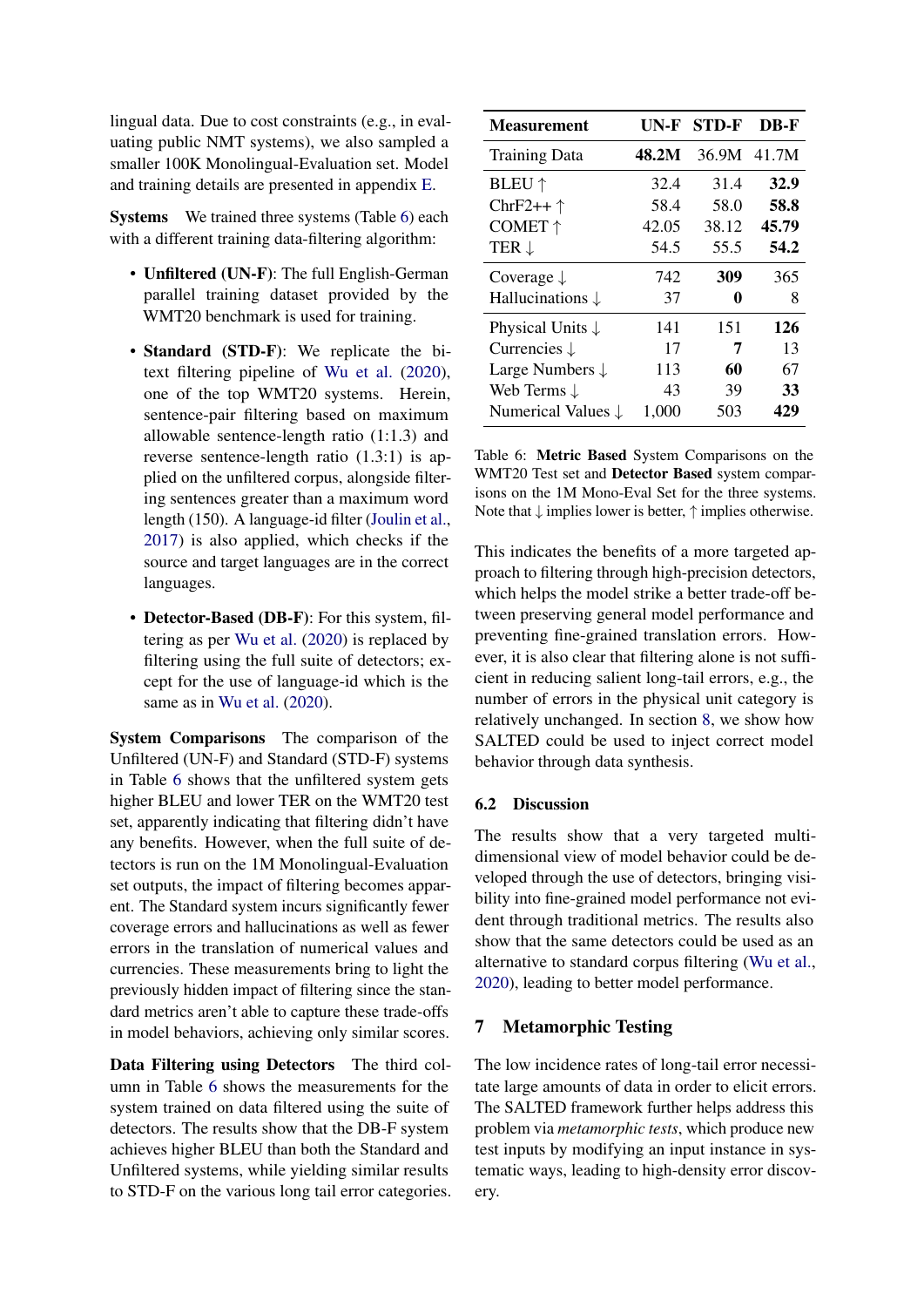lingual data. Due to cost constraints (e.g., in evaluating public NMT systems), we also sampled a smaller 100K Monolingual-Evaluation set. Model and training details are presented in appendix E.

**Systems** We trained three systems (Table 6) each with a different training data-filtering algorithm:

- **Unfiltered (UN-F)**: The full English-German parallel training dataset provided by the WMT20 benchmark is used for training.
- **Standard (STD-F)**: We replicate the bitext filtering pipeline of Wu et al. (2020), one of the top WMT20 systems. Herein, sentence-pair filtering based on maximum allowable sentence-length ratio (1:1.3) and reverse sentence-length ratio (1.3:1) is applied on the unfiltered corpus, alongside filtering sentences greater than a maximum word length (150). A language-id filter (Joulin et al., 2017) is also applied, which checks if the source and target languages are in the correct languages.
- **Detector-Based (DB-F)**: For this system, filtering as per Wu et al. (2020) is replaced by filtering using the full suite of detectors; except for the use of language-id which is the same as in Wu et al. (2020).

**System Comparisons** The comparison of the Unfiltered (UN-F) and Standard (STD-F) systems in Table 6 shows that the unfiltered system gets higher BLEU and lower TER on the WMT20 test set, apparently indicating that filtering didn't have any benefits. However, when the full suite of detectors is run on the 1M Monolingual-Evaluation set outputs, the impact of filtering becomes apparent. The Standard system incurs significantly fewer coverage errors and hallucinations as well as fewer errors in the translation of numerical values and currencies. These measurements bring to light the previously hidden impact of filtering since the standard metrics aren't able to capture these trade-offs in model behaviors, achieving only similar scores.

**Data Filtering using Detectors** The third column in Table 6 shows the measurements for the system trained on data filtered using the suite of detectors. The results show that the DB-F system achieves higher BLEU than both the Standard and Unfiltered systems, while yielding similar results to STD-F on the various long tail error categories.

| Measurement | UN-F | STD-F | DB-F |
|---|---|---|---|
| Training Data | **48.2M** | 36.9M | 41.7M |
| BLEU ↑ | 32.4 | 31.4 | **32.9** |
| ChrF2++ ↑ | 58.4 | 58.0 | **58.8** |
| COMET ↑ | 42.05 | 38.12 | **45.79** |
| TER ↓ | 54.5 | 55.5 | **54.2** |
| Coverage ↓ | 742 | **309** | 365 |
| Hallucinations ↓ | 37 | **0** | 8 |
| Physical Units ↓ | 141 | 151 | **126** |
| Currencies ↓ | 17 | **7** | 13 |
| Large Numbers ↓ | 113 | **60** | 67 |
| Web Terms ↓ | 43 | 39 | **33** |
| Numerical Values ↓ | 1,000 | 503 | **429** |

Table 6: **Metric Based** System Comparisons on the WMT20 Test set and **Detector Based** system comparisons on the 1M Mono-Eval Set for the three systems. Note that ↓ implies lower is better, ↑ implies otherwise.

This indicates the benefits of a more targeted approach to filtering through high-precision detectors, which helps the model strike a better trade-off between preserving general model performance and preventing fine-grained translation errors. However, it is also clear that filtering alone is not sufficient in reducing salient long-tail errors, e.g., the number of errors in the physical unit category is relatively unchanged. In section 8, we show how SALTED could be used to inject correct model behavior through data synthesis.

### 6.2 Discussion

The results show that a very targeted multi-dimensional view of model behavior could be developed through the use of detectors, bringing visibility into fine-grained model performance not evident through traditional metrics. The results also show that the same detectors could be used as an alternative to standard corpus filtering (Wu et al., 2020), leading to better model performance.

## 7 Metamorphic Testing

The low incidence rates of long-tail errors necessitate large amounts of data in order to elicit errors. The SALTED framework further helps address this problem via *metamorphic tests*, which produce new test inputs by modifying an input instance in systematic ways, leading to high-density error discovery.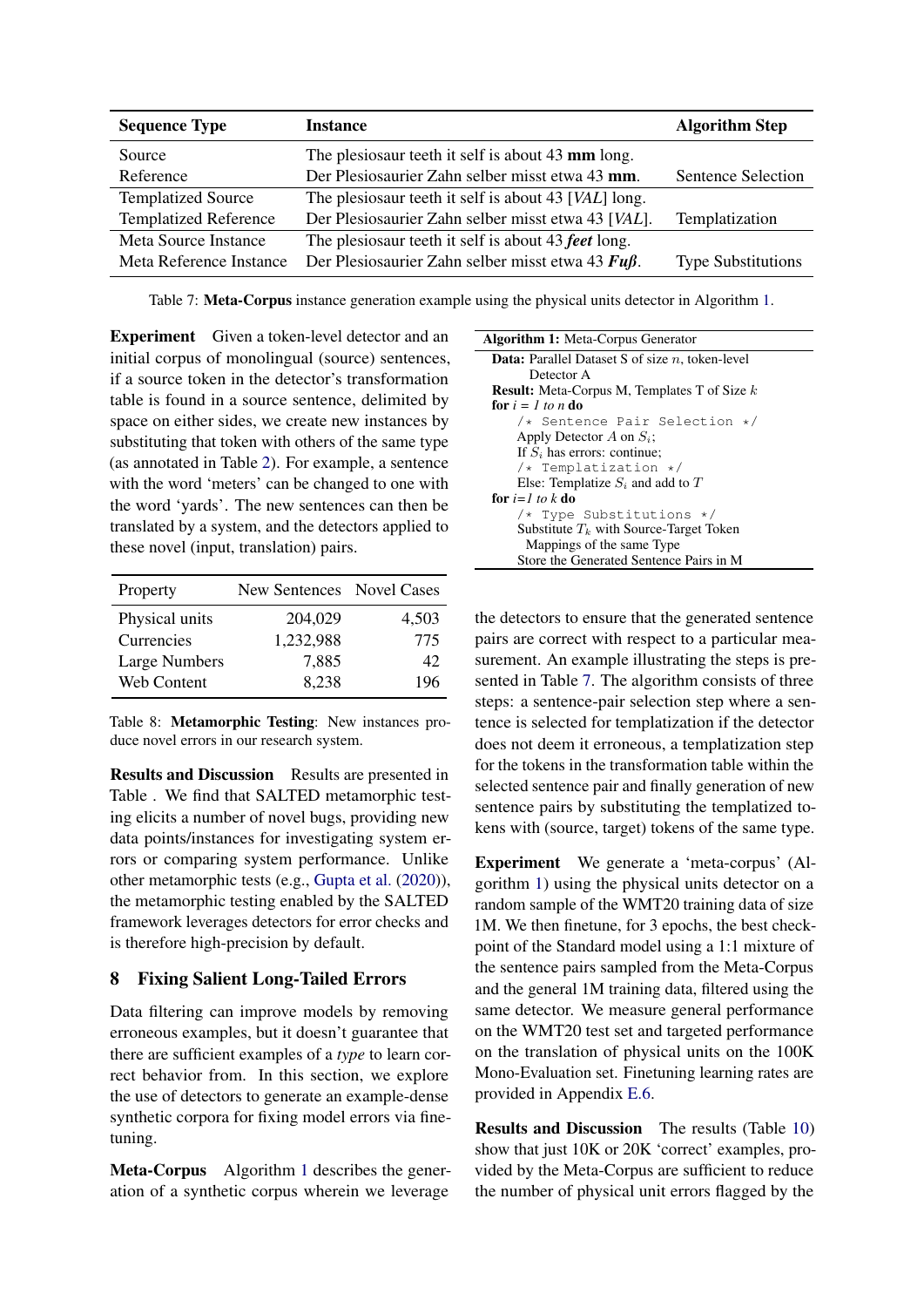| Sequence Type | Instance | Algorithm Step |
|---|---|---|
| Source | The plesiosaur teeth it self is about 43 **mm** long. | |
| Reference | Der Plesiosaurier Zahn selber misst etwa 43 **mm**. | Sentence Selection |
| Templatized Source | The plesiosaur teeth it self is about 43 [*VAL*] long. | |
| Templatized Reference | Der Plesiosaurier Zahn selber misst etwa 43 [*VAL*]. | Templatization |
| Meta Source Instance | The plesiosaur teeth it self is about 43 ***feet*** long. | |
| Meta Reference Instance | Der Plesiosaurier Zahn selber misst etwa 43 ***Fuß***. | Type Substitutions |

Table 7: **Meta-Corpus** instance generation example using the physical units detector in Algorithm 1.

**Experiment** Given a token-level detector and an initial corpus of monolingual (source) sentences, if a source token in the detector's transformation table is found in a source sentence, delimited by space on either sides, we create new instances by substituting that token with others of the same type (as annotated in Table 2). For example, a sentence with the word 'meters' can be changed to one with the word 'yards'. The new sentences can then be translated by a system, and the detectors applied to these novel (input, translation) pairs.

| Property | New Sentences | Novel Cases |
|---|---|---|
| Physical units | 204,029 | 4,503 |
| Currencies | 1,232,988 | 775 |
| Large Numbers | 7,885 | 42 |
| Web Content | 8,238 | 196 |

Table 8: **Metamorphic Testing**: New instances produce novel errors in our research system.

**Results and Discussion** Results are presented in Table . We find that SALTED metamorphic testing elicits a number of novel bugs, providing new data points/instances for investigating system errors or comparing system performance. Unlike other metamorphic tests (e.g., Gupta et al. (2020)), the metamorphic testing enabled by the SALTED framework leverages detectors for error checks and is therefore high-precision by default.

## 8 Fixing Salient Long-Tailed Errors

Data filtering can improve models by removing erroneous examples, but it doesn't guarantee that there are sufficient examples of a *type* to learn correct behavior from. In this section, we explore the use of detectors to generate an example-dense synthetic corpora for fixing model errors via finetuning.

**Meta-Corpus** Algorithm 1 describes the generation of a synthetic corpus wherein we leverage

**Algorithm 1:** Meta-Corpus Generator

```
Data: Parallel Dataset S of size n, token-level
      Detector A
Result: Meta-Corpus M, Templates T of Size k
for i = 1 to n do
    /* Sentence Pair Selection */
    Apply Detector A on S_i;
    If S_i has errors: continue;
    /* Templatization */
    Else: Templatize S_i and add to T
for i=1 to k do
    /* Type Substitutions */
    Substitute T_k with Source-Target Token
      Mappings of the same Type
    Store the Generated Sentence Pairs in M
```

the detectors to ensure that the generated sentence pairs are correct with respect to a particular measurement. An example illustrating the steps is presented in Table 7. The algorithm consists of three steps: a sentence-pair selection step where a sentence is selected for templatization if the detector does not deem it erroneous, a templatization step for the tokens in the transformation table within the selected sentence pair and finally generation of new sentence pairs by substituting the templatized tokens with (source, target) tokens of the same type.

**Experiment** We generate a 'meta-corpus' (Algorithm 1) using the physical units detector on a random sample of the WMT20 training data of size 1M. We then finetune, for 3 epochs, the best checkpoint of the Standard model using a 1:1 mixture of the sentence pairs sampled from the Meta-Corpus and the general 1M training data, filtered using the same detector. We measure general performance on the WMT20 test set and targeted performance on the translation of physical units on the 100K Mono-Evaluation set. Finetuning learning rates are provided in Appendix E.6.

**Results and Discussion** The results (Table 10) show that just 10K or 20K 'correct' examples, provided by the Meta-Corpus are sufficient to reduce the number of physical unit errors flagged by the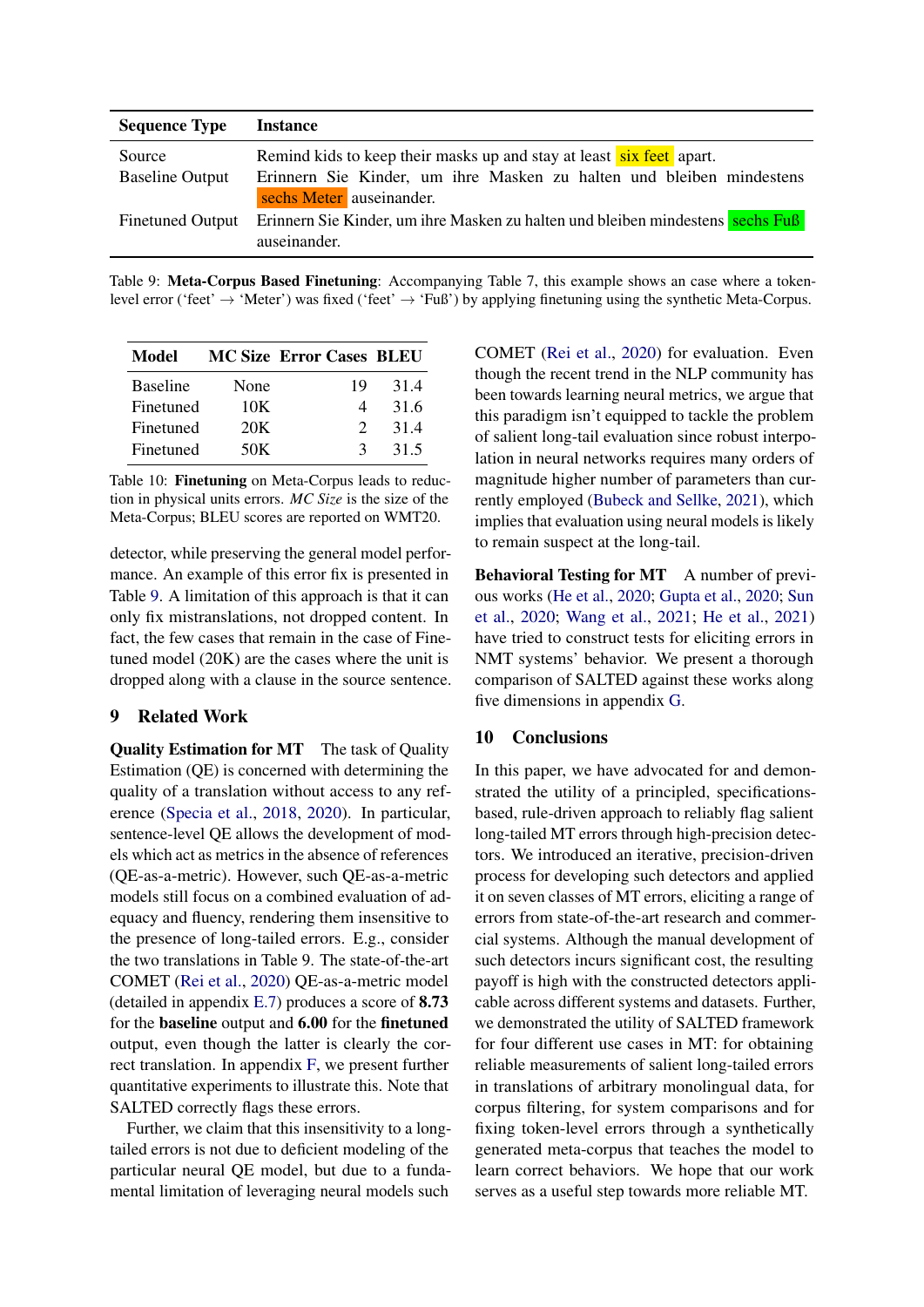| Sequence Type | Instance |
|---|---|
| Source | Remind kids to keep their masks up and stay at least six feet apart. |
| Baseline Output | Erinnern Sie Kinder, um ihre Masken zu halten und bleiben mindestens sechs Meter auseinander. |
| Finetuned Output | Erinnern Sie Kinder, um ihre Masken zu halten und bleiben mindestens sechs Fuß auseinander. |

Table 9: **Meta-Corpus Based Finetuning**: Accompanying Table 7, this example shows an case where a token-level error ('feet' → 'Meter') was fixed ('feet' → 'Fuß') by applying finetuning using the synthetic Meta-Corpus.

| Model | MC Size | Error Cases | BLEU |
|---|---|---|---|
| Baseline | None | 19 | 31.4 |
| Finetuned | 10K | 4 | 31.6 |
| Finetuned | 20K | 2 | 31.4 |
| Finetuned | 50K | 3 | 31.5 |

Table 10: **Finetuning** on Meta-Corpus leads to reduction in physical units errors. *MC Size* is the size of the Meta-Corpus; BLEU scores are reported on WMT20.

detector, while preserving the general model performance. An example of this error fix is presented in Table 9. A limitation of this approach is that it can only fix mistranslations, not dropped content. In fact, the few cases that remain in the case of Finetuned model (20K) are the cases where the unit is dropped along with a clause in the source sentence.

## 9 Related Work

**Quality Estimation for MT** The task of Quality Estimation (QE) is concerned with determining the quality of a translation without access to any reference (Specia et al., 2018, 2020). In particular, sentence-level QE allows the development of models which act as metrics in the absence of references (QE-as-a-metric). However, such QE-as-a-metric models still focus on a combined evaluation of adequacy and fluency, rendering them insensitive to the presence of long-tailed errors. E.g., consider the two translations in Table 9. The state-of-the-art COMET (Rei et al., 2020) QE-as-a-metric model (detailed in appendix E.7) produces a score of **8.73** for the **baseline** output and **6.00** for the **finetuned** output, even though the latter is clearly the correct translation. In appendix F, we present further quantitative experiments to illustrate this. Note that SALTED correctly flags these errors.

Further, we claim that this insensitivity to a long-tailed errors is not due to deficient modeling of the particular neural QE model, but due to a fundamental limitation of leveraging neural models such COMET (Rei et al., 2020) for evaluation. Even though the recent trend in the NLP community has been towards learning neural metrics, we argue that this paradigm isn't equipped to tackle the problem of salient long-tail evaluation since robust interpolation in neural networks requires many orders of magnitude higher number of parameters than currently employed (Bubeck and Sellke, 2021), which implies that evaluation using neural models is likely to remain suspect at the long-tail.

**Behavioral Testing for MT** A number of previous works (He et al., 2020; Gupta et al., 2020; Sun et al., 2020; Wang et al., 2021; He et al., 2021) have tried to construct tests for eliciting errors in NMT systems' behavior. We present a thorough comparison of SALTED against these works along five dimensions in appendix G.

## 10 Conclusions

In this paper, we have advocated for and demonstrated the utility of a principled, specifications-based, rule-driven approach to reliably flag salient long-tailed MT errors through high-precision detectors. We introduced an iterative, precision-driven process for developing such detectors and applied it on seven classes of MT errors, eliciting a range of errors from state-of-the-art research and commercial systems. Although the manual development of such detectors incurs significant cost, the resulting payoff is high with the constructed detectors applicable across different systems and datasets. Further, we demonstrated the utility of SALTED framework for four different use cases in MT: for obtaining reliable measurements of salient long-tailed errors in translations of arbitrary monolingual data, for corpus filtering, for system comparisons and for fixing token-level errors through a synthetically generated meta-corpus that teaches the model to learn correct behaviors. We hope that our work serves as a useful step towards more reliable MT.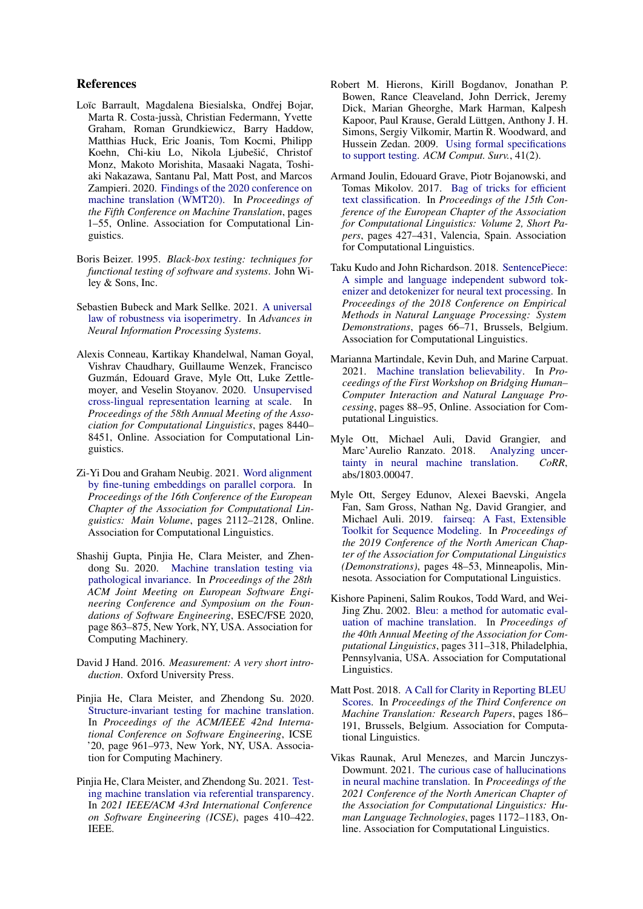## References

Loïc Barrault, Magdalena Biesialska, Ondřej Bojar, Marta R. Costa-jussà, Christian Federmann, Yvette Graham, Roman Grundkiewicz, Barry Haddow, Matthias Huck, Eric Joanis, Tom Kocmi, Philipp Koehn, Chi-kiu Lo, Nikola Ljubešić, Christof Monz, Makoto Morishita, Masaaki Nagata, Toshiaki Nakazawa, Santanu Pal, Matt Post, and Marcos Zampieri. 2020. Findings of the 2020 conference on machine translation (WMT20). In *Proceedings of the Fifth Conference on Machine Translation*, pages 1–55, Online. Association for Computational Linguistics.

Boris Beizer. 1995. *Black-box testing: techniques for functional testing of software and systems*. John Wiley & Sons, Inc.

Sebastien Bubeck and Mark Sellke. 2021. A universal law of robustness via isoperimetry. In *Advances in Neural Information Processing Systems*.

Alexis Conneau, Kartikay Khandelwal, Naman Goyal, Vishrav Chaudhary, Guillaume Wenzek, Francisco Guzmán, Edouard Grave, Myle Ott, Luke Zettlemoyer, and Veselin Stoyanov. 2020. Unsupervised cross-lingual representation learning at scale. In *Proceedings of the 58th Annual Meeting of the Association for Computational Linguistics*, pages 8440–8451, Online. Association for Computational Linguistics.

Zi-Yi Dou and Graham Neubig. 2021. Word alignment by fine-tuning embeddings on parallel corpora. In *Proceedings of the 16th Conference of the European Chapter of the Association for Computational Linguistics: Main Volume*, pages 2112–2128, Online. Association for Computational Linguistics.

Shashij Gupta, Pinjia He, Clara Meister, and Zhendong Su. 2020. Machine translation testing via pathological invariance. In *Proceedings of the 28th ACM Joint Meeting on European Software Engineering Conference and Symposium on the Foundations of Software Engineering*, ESEC/FSE 2020, page 863–875, New York, NY, USA. Association for Computing Machinery.

David J Hand. 2016. *Measurement: A very short introduction*. Oxford University Press.

Pinjia He, Clara Meister, and Zhendong Su. 2020. Structure-invariant testing for machine translation. In *Proceedings of the ACM/IEEE 42nd International Conference on Software Engineering*, ICSE '20, page 961–973, New York, NY, USA. Association for Computing Machinery.

Pinjia He, Clara Meister, and Zhendong Su. 2021. Testing machine translation via referential transparency. In *2021 IEEE/ACM 43rd International Conference on Software Engineering (ICSE)*, pages 410–422. IEEE.

Robert M. Hierons, Kirill Bogdanov, Jonathan P. Bowen, Rance Cleaveland, John Derrick, Jeremy Dick, Marian Gheorghe, Mark Harman, Kalpesh Kapoor, Paul Krause, Gerald Lüttgen, Anthony J. H. Simons, Sergiy Vilkomir, Martin R. Woodward, and Hussein Zedan. 2009. Using formal specifications to support testing. *ACM Comput. Surv.*, 41(2).

Armand Joulin, Edouard Grave, Piotr Bojanowski, and Tomas Mikolov. 2017. Bag of tricks for efficient text classification. In *Proceedings of the 15th Conference of the European Chapter of the Association for Computational Linguistics: Volume 2, Short Papers*, pages 427–431, Valencia, Spain. Association for Computational Linguistics.

Taku Kudo and John Richardson. 2018. SentencePiece: A simple and language independent subword tokenizer and detokenizer for neural text processing. In *Proceedings of the 2018 Conference on Empirical Methods in Natural Language Processing: System Demonstrations*, pages 66–71, Brussels, Belgium. Association for Computational Linguistics.

Marianna Martindale, Kevin Duh, and Marine Carpuat. 2021. Machine translation believability. In *Proceedings of the First Workshop on Bridging Human–Computer Interaction and Natural Language Processing*, pages 88–95, Online. Association for Computational Linguistics.

Myle Ott, Michael Auli, David Grangier, and Marc'Aurelio Ranzato. 2018. Analyzing uncertainty in neural machine translation. *CoRR*, abs/1803.00047.

Myle Ott, Sergey Edunov, Alexei Baevski, Angela Fan, Sam Gross, Nathan Ng, David Grangier, and Michael Auli. 2019. fairseq: A Fast, Extensible Toolkit for Sequence Modeling. In *Proceedings of the 2019 Conference of the North American Chapter of the Association for Computational Linguistics (Demonstrations)*, pages 48–53, Minneapolis, Minnesota. Association for Computational Linguistics.

Kishore Papineni, Salim Roukos, Todd Ward, and Wei-Jing Zhu. 2002. Bleu: a method for automatic evaluation of machine translation. In *Proceedings of the 40th Annual Meeting of the Association for Computational Linguistics*, pages 311–318, Philadelphia, Pennsylvania, USA. Association for Computational Linguistics.

Matt Post. 2018. A Call for Clarity in Reporting BLEU Scores. In *Proceedings of the Third Conference on Machine Translation: Research Papers*, pages 186–191, Brussels, Belgium. Association for Computational Linguistics.

Vikas Raunak, Arul Menezes, and Marcin Junczys-Dowmunt. 2021. The curious case of hallucinations in neural machine translation. In *Proceedings of the 2021 Conference of the North American Chapter of the Association for Computational Linguistics: Human Language Technologies*, pages 1172–1183, Online. Association for Computational Linguistics.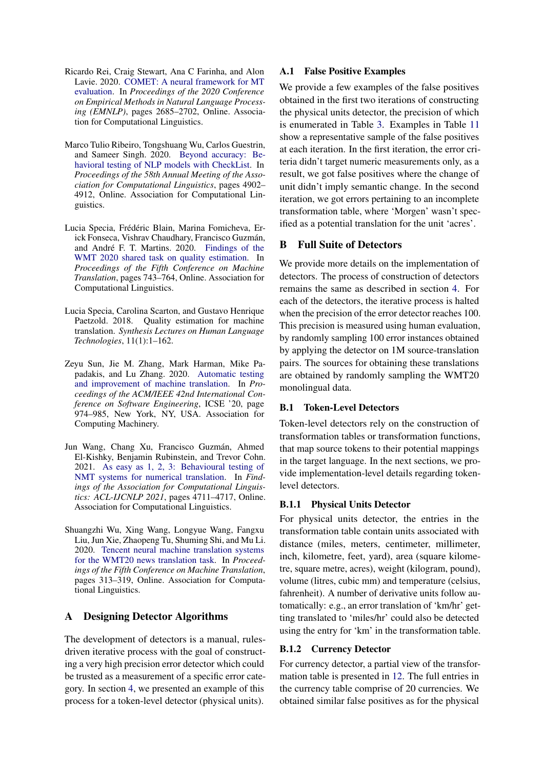Ricardo Rei, Craig Stewart, Ana C Farinha, and Alon Lavie. 2020. COMET: A neural framework for MT evaluation. In *Proceedings of the 2020 Conference on Empirical Methods in Natural Language Processing (EMNLP)*, pages 2685–2702, Online. Association for Computational Linguistics.

Marco Tulio Ribeiro, Tongshuang Wu, Carlos Guestrin, and Sameer Singh. 2020. Beyond accuracy: Behavioral testing of NLP models with CheckList. In *Proceedings of the 58th Annual Meeting of the Association for Computational Linguistics*, pages 4902–4912, Online. Association for Computational Linguistics.

Lucia Specia, Frédéric Blain, Marina Fomicheva, Erick Fonseca, Vishrav Chaudhary, Francisco Guzmán, and André F. T. Martins. 2020. Findings of the WMT 2020 shared task on quality estimation. In *Proceedings of the Fifth Conference on Machine Translation*, pages 743–764, Online. Association for Computational Linguistics.

Lucia Specia, Carolina Scarton, and Gustavo Henrique Paetzold. 2018. Quality estimation for machine translation. *Synthesis Lectures on Human Language Technologies*, 11(1):1–162.

Zeyu Sun, Jie M. Zhang, Mark Harman, Mike Papadakis, and Lu Zhang. 2020. Automatic testing and improvement of machine translation. In *Proceedings of the ACM/IEEE 42nd International Conference on Software Engineering*, ICSE '20, page 974–985, New York, NY, USA. Association for Computing Machinery.

Jun Wang, Chang Xu, Francisco Guzmán, Ahmed El-Kishky, Benjamin Rubinstein, and Trevor Cohn. 2021. As easy as 1, 2, 3: Behavioural testing of NMT systems for numerical translation. In *Findings of the Association for Computational Linguistics: ACL-IJCNLP 2021*, pages 4711–4717, Online. Association for Computational Linguistics.

Shuangzhi Wu, Xing Wang, Longyue Wang, Fangxu Liu, Jun Xie, Zhaopeng Tu, Shuming Shi, and Mu Li. 2020. Tencent neural machine translation systems for the WMT20 news translation task. In *Proceedings of the Fifth Conference on Machine Translation*, pages 313–319, Online. Association for Computational Linguistics.

# A Designing Detector Algorithms

The development of detectors is a manual, rules-driven iterative process with the goal of constructing a very high precision error detector which could be trusted as a measurement of a specific error category. In section 4, we presented an example of this process for a token-level detector (physical units).

## A.1 False Positive Examples

We provide a few examples of the false positives obtained in the first two iterations of constructing the physical units detector, the precision of which is enumerated in Table 3. Examples in Table 11 show a representative sample of the false positives at each iteration. In the first iteration, the error criteria didn't target numeric measurements only, as a result, we got false positives where the change of unit didn't imply semantic change. In the second iteration, we got errors pertaining to an incomplete transformation table, where 'Morgen' wasn't specified as a potential translation for the unit 'acres'.

# B Full Suite of Detectors

We provide more details on the implementation of detectors. The process of construction of detectors remains the same as described in section 4. For each of the detectors, the iterative process is halted when the precision of the error detector reaches 100. This precision is measured using human evaluation, by randomly sampling 100 error instances obtained by applying the detector on 1M source-translation pairs. The sources for obtaining these translations are obtained by randomly sampling the WMT20 monolingual data.

## B.1 Token-Level Detectors

Token-level detectors rely on the construction of transformation tables or transformation functions, that map source tokens to their potential mappings in the target language. In the next sections, we provide implementation-level details regarding token-level detectors.

### B.1.1 Physical Units Detector

For physical units detector, the entries in the transformation table contain units associated with distance (miles, meters, centimeter, millimeter, inch, kilometre, feet, yard), area (square kilometre, square metre, acres), weight (kilogram, pound), volume (litres, cubic mm) and temperature (celsius, fahrenheit). A number of derivative units follow automatically: e.g., an error translation of 'km/hr' getting translated to 'miles/hr' could also be detected using the entry for 'km' in the transformation table.

### B.1.2 Currency Detector

For currency detector, a partial view of the transformation table is presented in 12. The full entries in the currency table comprise of 20 currencies. We obtained similar false positives as for the physical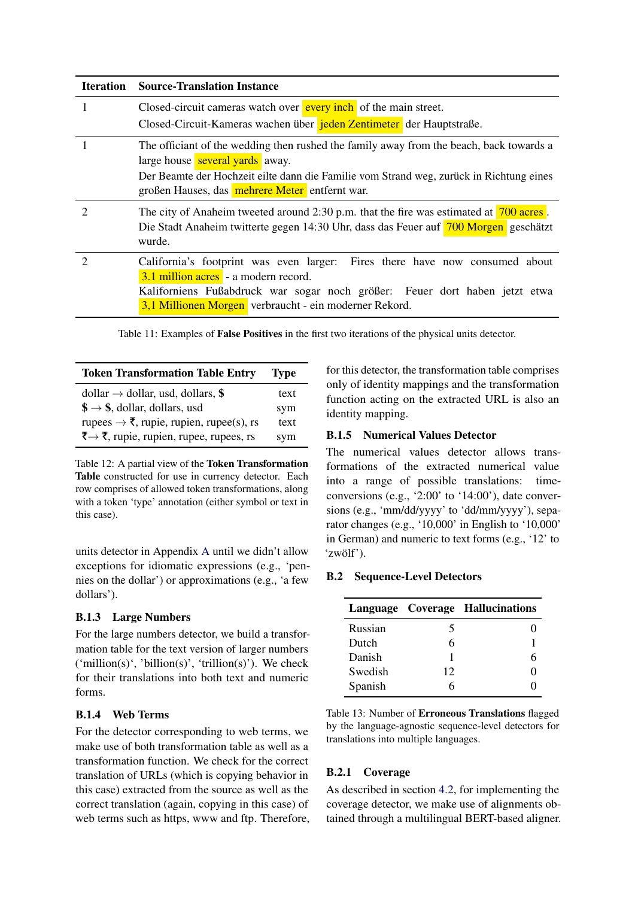| Iteration | Source-Translation Instance |
|---|---|
| 1 | Closed-circuit cameras watch over every inch of the main street. Closed-Circuit-Kameras wachen über jeden Zentimeter der Hauptstraße. |
| 1 | The officiant of the wedding then rushed the family away from the beach, back towards a large house several yards away. Der Beamte der Hochzeit eilte dann die Familie vom Strand weg, zurück in Richtung eines großen Hauses, das mehrere Meter entfernt war. |
| 2 | The city of Anaheim tweeted around 2:30 p.m. that the fire was estimated at 700 acres. Die Stadt Anaheim twitterte gegen 14:30 Uhr, dass das Feuer auf 700 Morgen geschätzt wurde. |
| 2 | California's footprint was even larger: Fires there have now consumed about 3.1 million acres - a modern record. Kaliforniens Fußabdruck war sogar noch größer: Feuer dort haben jetzt etwa 3,1 Millionen Morgen verbraucht - ein moderner Rekord. |

Table 11: Examples of **False Positives** in the first two iterations of the physical units detector.

| Token Transformation Table Entry | Type |
|---|---|
| dollar → dollar, usd, dollars, **$** | text |
| **$** → **$**, dollar, dollars, usd | sym |
| rupees → ₹, rupie, rupien, rupee(s), rs | text |
| ₹→ ₹, rupie, rupien, rupee, rupees, rs | sym |

Table 12: A partial view of the **Token Transformation Table** constructed for use in currency detector. Each row comprises of allowed token transformations, along with a token 'type' annotation (either symbol or text in this case).

units detector in Appendix A until we didn't allow exceptions for idiomatic expressions (e.g., 'pennies on the dollar') or approximations (e.g., 'a few dollars').

### B.1.3 Large Numbers

For the large numbers detector, we build a transformation table for the text version of larger numbers ('million(s)', 'billion(s)', 'trillion(s)'). We check for their translations into both text and numeric forms.

### B.1.4 Web Terms

For the detector corresponding to web terms, we make use of both transformation table as well as a transformation function. We check for the correct translation of URLs (which is copying behavior in this case) extracted from the source as well as the correct translation (again, copying in this case) of web terms such as https, www and ftp. Therefore, for this detector, the transformation table comprises only of identity mappings and the transformation function acting on the extracted URL is also an identity mapping.

### B.1.5 Numerical Values Detector

The numerical values detector allows transformations of the extracted numerical value into a range of possible translations: time-conversions (e.g., '2:00' to '14:00'), date conversions (e.g., 'mm/dd/yyyy' to 'dd/mm/yyyy'), separator changes (e.g., '10,000' in English to '10.000' in German) and numeric to text forms (e.g., '12' to 'zwölf').

## B.2 Sequence-Level Detectors

| Language | Coverage | Hallucinations |
|---|---|---|
| Russian | 5 | 0 |
| Dutch | 6 | 1 |
| Danish | 1 | 6 |
| Swedish | 12 | 0 |
| Spanish | 6 | 0 |

Table 13: Number of **Erroneous Translations** flagged by the language-agnostic sequence-level detectors for translations into multiple languages.

### B.2.1 Coverage

As described in section 4.2, for implementing the coverage detector, we make use of alignments obtained through a multilingual BERT-based aligner.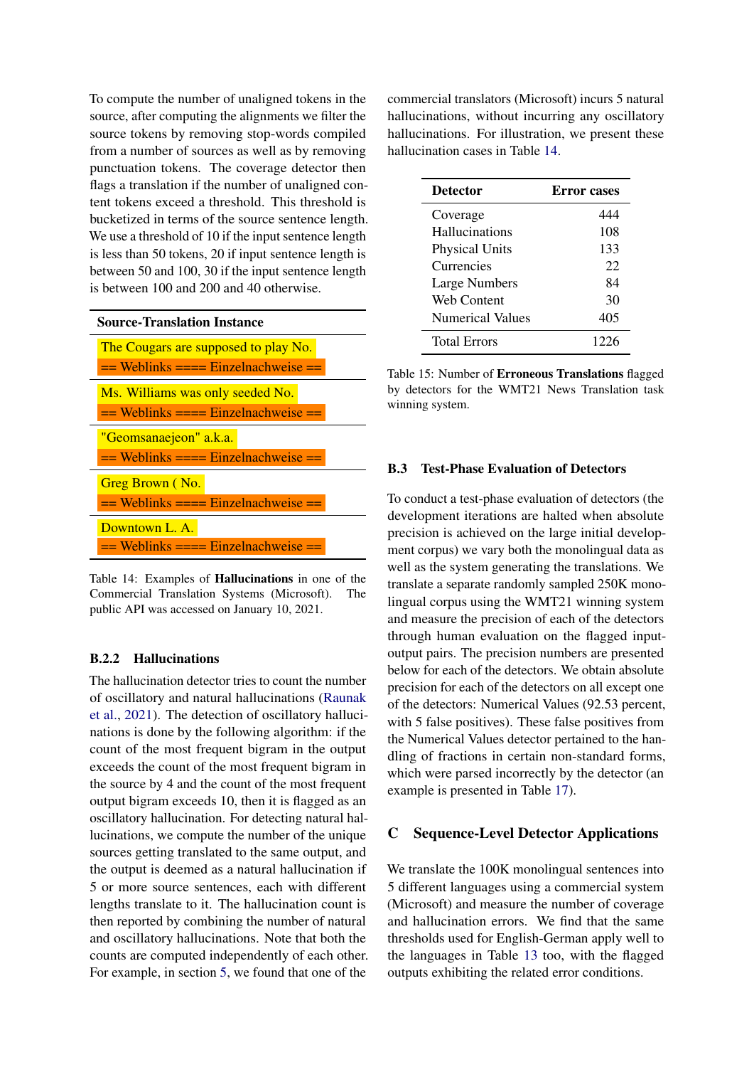To compute the number of unaligned tokens in the source, after computing the alignments we filter the source tokens by removing stop-words compiled from a number of sources as well as by removing punctuation tokens. The coverage detector then flags a translation if the number of unaligned content tokens exceed a threshold. This threshold is bucketized in terms of the source sentence length. We use a threshold of 10 if the input sentence length is less than 50 tokens, 20 if input sentence length is between 50 and 100, 30 if the input sentence length is between 100 and 200 and 40 otherwise.

| Source-Translation Instance |
|---|
| The Cougars are supposed to play No. <br> == Weblinks ==== Einzelnachweise == |
| Ms. Williams was only seeded No. <br> == Weblinks ==== Einzelnachweise == |
| "Geomsanaejeon" a.k.a. <br> == Weblinks ==== Einzelnachweise == |
| Greg Brown ( No. <br> == Weblinks ==== Einzelnachweise == |
| Downtown L. A. <br> == Weblinks ==== Einzelnachweise == |

Table 14: Examples of **Hallucinations** in one of the Commercial Translation Systems (Microsoft). The public API was accessed on January 10, 2021.

### B.2.2 Hallucinations

The hallucination detector tries to count the number of oscillatory and natural hallucinations (Raunak et al., 2021). The detection of oscillatory hallucinations is done by the following algorithm: if the count of the most frequent bigram in the output exceeds the count of the most frequent bigram in the source by 4 and the count of the most frequent output bigram exceeds 10, then it is flagged as an oscillatory hallucination. For detecting natural hallucinations, we compute the number of the unique sources getting translated to the same output, and the output is deemed as a natural hallucination if 5 or more source sentences, each with different lengths translate to it. The hallucination count is then reported by combining the number of natural and oscillatory hallucinations. Note that both the counts are computed independently of each other. For example, in section 5, we found that one of the commercial translators (Microsoft) incurs 5 natural hallucinations, without incurring any oscillatory hallucinations. For illustration, we present these hallucination cases in Table 14.

| Detector | Error cases |
|---|---|
| Coverage | 444 |
| Hallucinations | 108 |
| Physical Units | 133 |
| Currencies | 22 |
| Large Numbers | 84 |
| Web Content | 30 |
| Numerical Values | 405 |
| Total Errors | 1226 |

Table 15: Number of **Erroneous Translations** flagged by detectors for the WMT21 News Translation task winning system.

### B.3 Test-Phase Evaluation of Detectors

To conduct a test-phase evaluation of detectors (the development iterations are halted when absolute precision is achieved on the large initial development corpus) we vary both the monolingual data as well as the system generating the translations. We translate a separate randomly sampled 250K monolingual corpus using the WMT21 winning system and measure the precision of each of the detectors through human evaluation on the flagged input-output pairs. The precision numbers are presented below for each of the detectors. We obtain absolute precision for each of the detectors on all except one of the detectors: Numerical Values (92.53 percent, with 5 false positives). These false positives from the Numerical Values detector pertained to the handling of fractions in certain non-standard forms, which were parsed incorrectly by the detector (an example is presented in Table 17).

## C Sequence-Level Detector Applications

We translate the 100K monolingual sentences into 5 different languages using a commercial system (Microsoft) and measure the number of coverage and hallucination errors. We find that the same thresholds used for English-German apply well to the languages in Table 13 too, with the flagged outputs exhibiting the related error conditions.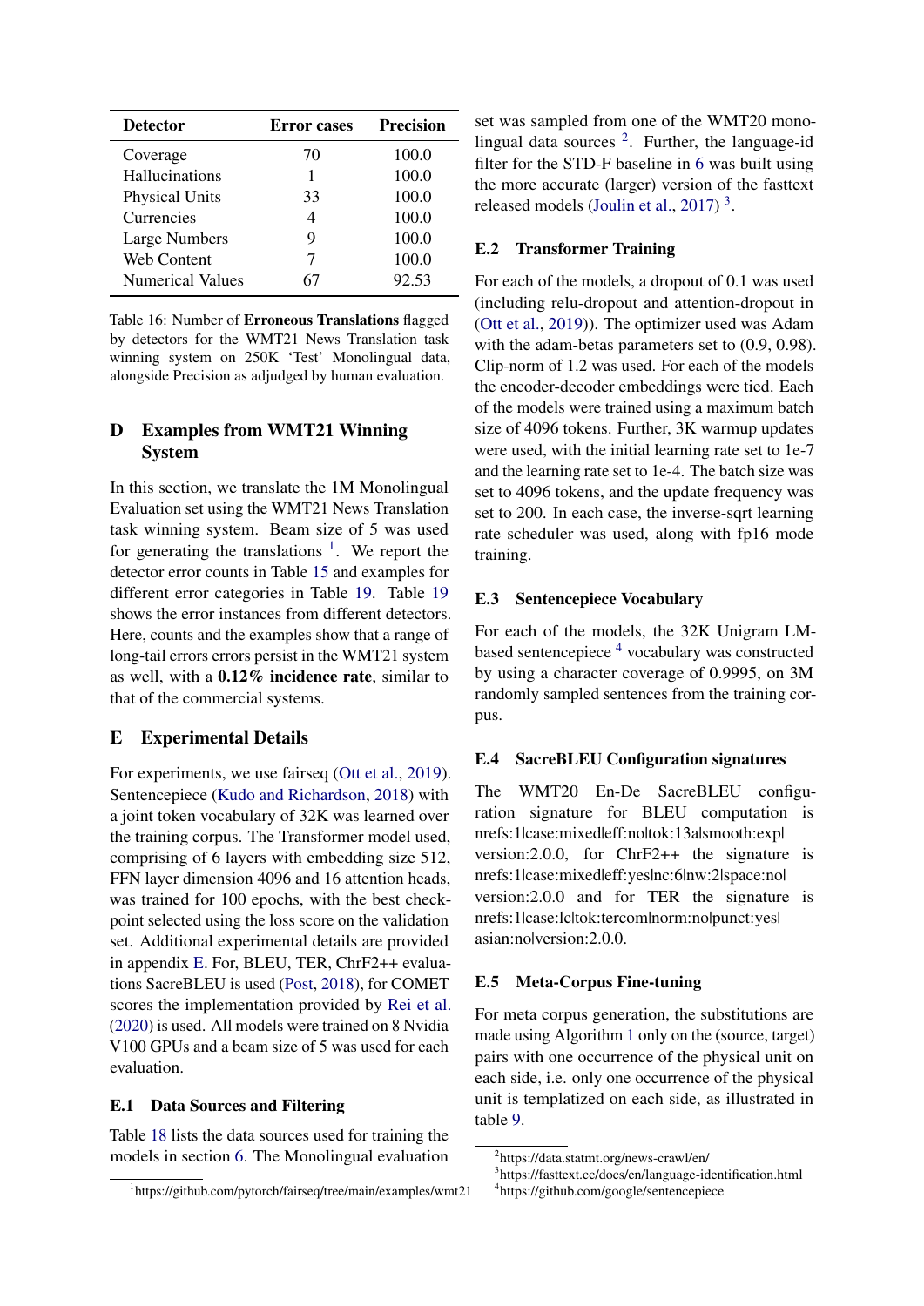| Detector | Error cases | Precision |
|---|---|---|
| Coverage | 70 | 100.0 |
| Hallucinations | 1 | 100.0 |
| Physical Units | 33 | 100.0 |
| Currencies | 4 | 100.0 |
| Large Numbers | 9 | 100.0 |
| Web Content | 7 | 100.0 |
| Numerical Values | 67 | 92.53 |

Table 16: Number of **Erroneous Translations** flagged by detectors for the WMT21 News Translation task winning system on 250K 'Test' Monolingual data, alongside Precision as adjudged by human evaluation.

## D Examples from WMT21 Winning System

In this section, we translate the 1M Monolingual Evaluation set using the WMT21 News Translation task winning system. Beam size of 5 was used for generating the translations [1]. We report the detector error counts in Table 15 and examples for different error categories in Table 19. Table 19 shows the error instances from different detectors. Here, counts and the examples show that a range of long-tail errors errors persist in the WMT21 system as well, with a **0.12% incidence rate**, similar to that of the commercial systems.

## E Experimental Details

For experiments, we use fairseq (Ott et al., 2019). Sentencepiece (Kudo and Richardson, 2018) with a joint token vocabulary of 32K was learned over the training corpus. The Transformer model used, comprising of 6 layers with embedding size 512, FFN layer dimension 4096 and 16 attention heads, was trained for 100 epochs, with the best checkpoint selected using the loss score on the validation set. Additional experimental details are provided in appendix E. For, BLEU, TER, ChrF2++ evaluations SacreBLEU is used (Post, 2018), for COMET scores the implementation provided by Rei et al. (2020) is used. All models were trained on 8 Nvidia V100 GPUs and a beam size of 5 was used for each evaluation.

### E.1 Data Sources and Filtering

Table 18 lists the data sources used for training the models in section 6. The Monolingual evaluation set was sampled from one of the WMT20 monolingual data sources [2]. Further, the language-id filter for the STD-F baseline in 6 was built using the more accurate (larger) version of the fasttext released models (Joulin et al., 2017) [3].

### E.2 Transformer Training

For each of the models, a dropout of 0.1 was used (including relu-dropout and attention-dropout in (Ott et al., 2019)). The optimizer used was Adam with the adam-betas parameters set to (0.9, 0.98). Clip-norm of 1.2 was used. For each of the models the encoder-decoder embeddings were tied. Each of the models were trained using a maximum batch size of 4096 tokens. Further, 3K warmup updates were used, with the initial learning rate set to 1e-7 and the learning rate set to 1e-4. The batch size was set to 4096 tokens, and the update frequency was set to 200. In each case, the inverse-sqrt learning rate scheduler was used, along with fp16 mode training.

### E.3 Sentencepiece Vocabulary

For each of the models, the 32K Unigram LM-based sentencepiece [4] vocabulary was constructed by using a character coverage of 0.9995, on 3M randomly sampled sentences from the training corpus.

### E.4 SacreBLEU Configuration signatures

The WMT20 En-De SacreBLEU configuration signature for BLEU computation is nrefs:1|case:mixed|eff:no|tok:13a|smooth:exp|version:2.0.0, for ChrF2++ the signature is nrefs:1|case:mixed|eff:yes|nc:6|nw:2|space:no|version:2.0.0 and for TER the signature is nrefs:1|case:lc|tok:tercom|norm:no|punct:yes|asian:no|version:2.0.0.

### E.5 Meta-Corpus Fine-tuning

For meta corpus generation, the substitutions are made using Algorithm 1 only on the (source, target) pairs with one occurrence of the physical unit on each side, i.e. only one occurrence of the physical unit is templatized on each side, as illustrated in table 9.

[1] https://github.com/pytorch/fairseq/tree/main/examples/wmt21

[2] https://data.statmt.org/news-crawl/en/

[3] https://fasttext.cc/docs/en/language-identification.html

[4] https://github.com/google/sentencepiece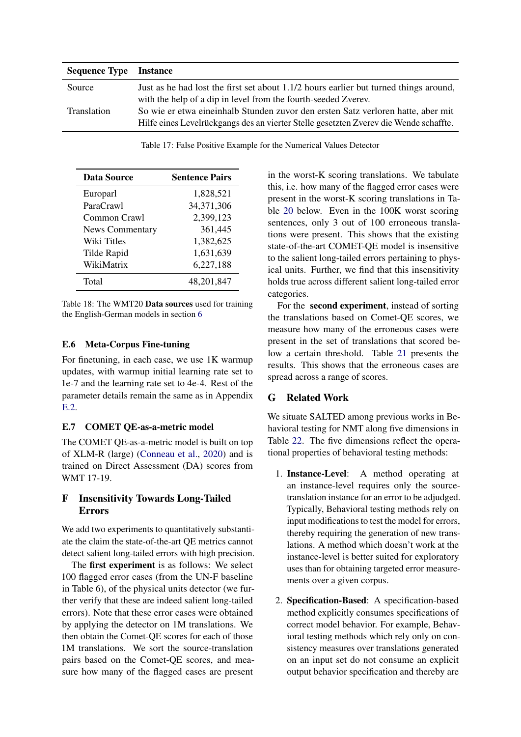| Sequence Type | Instance |
|---|---|
| Source | Just as he had lost the first set about 1.1/2 hours earlier but turned things around, with the help of a dip in level from the fourth-seeded Zverev. |
| Translation | So wie er etwa eineinhalb Stunden zuvor den ersten Satz verloren hatte, aber mit Hilfe eines Levelrückgangs des an vierter Stelle gesetzten Zverev die Wende schaffte. |

Table 17: False Positive Example for the Numerical Values Detector

| Data Source | Sentence Pairs |
|---|---|
| Europarl | 1,828,521 |
| ParaCrawl | 34,371,306 |
| Common Crawl | 2,399,123 |
| News Commentary | 361,445 |
| Wiki Titles | 1,382,625 |
| Tilde Rapid | 1,631,639 |
| WikiMatrix | 6,227,188 |
| Total | 48,201,847 |

Table 18: The WMT20 **Data sources** used for training the English-German models in section 6

### E.6 Meta-Corpus Fine-tuning

For finetuning, in each case, we use 1K warmup updates, with warmup initial learning rate set to 1e-7 and the learning rate set to 4e-4. Rest of the parameter details remain the same as in Appendix E.2.

### E.7 COMET QE-as-a-metric model

The COMET QE-as-a-metric model is built on top of XLM-R (large) (Conneau et al., 2020) and is trained on Direct Assessment (DA) scores from WMT 17-19.

## F Insensitivity Towards Long-Tailed Errors

We add two experiments to quantitatively substantiate the claim the state-of-the-art QE metrics cannot detect salient long-tailed errors with high precision.

The **first experiment** is as follows: We select 100 flagged error cases (from the UN-F baseline in Table 6), of the physical units detector (we further verify that these are indeed salient long-tailed errors). Note that these error cases were obtained by applying the detector on 1M translations. We then obtain the Comet-QE scores for each of those 1M translations. We sort the source-translation pairs based on the Comet-QE scores, and measure how many of the flagged cases are present in the worst-K scoring translations. We tabulate this, i.e. how many of the flagged error cases were present in the worst-K scoring translations in Table 20 below. Even in the 100K worst scoring sentences, only 3 out of 100 erroneous translations were present. This shows that the existing state-of-the-art COMET-QE model is insensitive to the salient long-tailed errors pertaining to physical units. Further, we find that this insensitivity holds true across different salient long-tailed error categories.

For the **second experiment**, instead of sorting the translations based on Comet-QE scores, we measure how many of the erroneous cases were present in the set of translations that scored below a certain threshold. Table 21 presents the results. This shows that the erroneous cases are spread across a range of scores.

## G Related Work

We situate SALTED among previous works in Behavioral testing for NMT along five dimensions in Table 22. The five dimensions reflect the operational properties of behavioral testing methods:

1. **Instance-Level**: A method operating at an instance-level requires only the source-translation instance for an error to be adjudged. Typically, Behavioral testing methods rely on input modifications to test the model for errors, thereby requiring the generation of new translations. A method which doesn't work at the instance-level is better suited for exploratory uses than for obtaining targeted error measurements over a given corpus.

2. **Specification-Based**: A specification-based method explicitly consumes specifications of correct model behavior. For example, Behavioral testing methods which rely only on consistency measures over translations generated on an input set do not consume an explicit output behavior specification and thereby are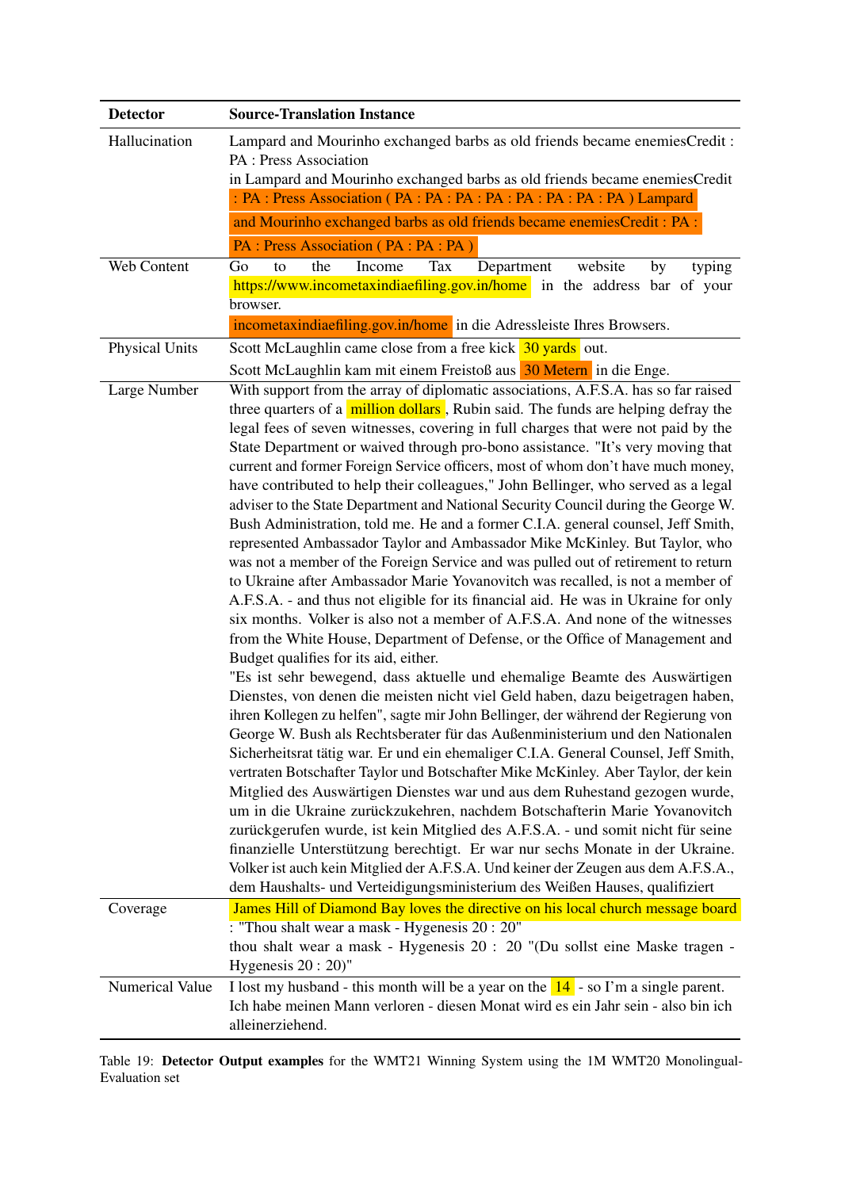| **Detector** | **Source-Translation Instance** |
|---|---|
| Hallucination | Lampard and Mourinho exchanged barbs as old friends became enemiesCredit : PA : Press Association<br>in Lampard and Mourinho exchanged barbs as old friends became enemiesCredit : PA : Press Association ( PA : PA : PA : PA : PA : PA : PA : PA ) Lampard and Mourinho exchanged barbs as old friends became enemiesCredit : PA : PA : Press Association ( PA : PA : PA ) |
| Web Content | Go to the Income Tax Department website by typing https://www.incometaxindiaefiling.gov.in/home in the address bar of your browser.<br>incometaxindiaefiling.gov.in/home in die Adressleiste Ihres Browsers. |
| Physical Units | Scott McLaughlin came close from a free kick 30 yards out.<br>Scott McLaughlin kam mit einem Freistoß aus 30 Metern in die Enge. |
| Large Number | With support from the array of diplomatic associations, A.F.S.A. has so far raised three quarters of a million dollars , Rubin said. The funds are helping defray the legal fees of seven witnesses, covering in full charges that were not paid by the State Department or waived through pro-bono assistance. "It's very moving that current and former Foreign Service officers, most of whom don't have much money, have contributed to help their colleagues," John Bellinger, who served as a legal adviser to the State Department and National Security Council during the George W. Bush Administration, told me. He and a former C.I.A. general counsel, Jeff Smith, represented Ambassador Taylor and Ambassador Mike McKinley. But Taylor, who was not a member of the Foreign Service and was pulled out of retirement to return to Ukraine after Ambassador Marie Yovanovitch was recalled, is not a member of A.F.S.A. - and thus not eligible for its financial aid. He was in Ukraine for only six months. Volker is also not a member of A.F.S.A. And none of the witnesses from the White House, Department of Defense, or the Office of Management and Budget qualifies for its aid, either.<br>"Es ist sehr bewegend, dass aktuelle und ehemalige Beamte des Auswärtigen Dienstes, von denen die meisten nicht viel Geld haben, dazu beigetragen haben, ihren Kollegen zu helfen", sagte mir John Bellinger, der während der Regierung von George W. Bush als Rechtsberater für das Außenministerium und den Nationalen Sicherheitsrat tätig war. Er und ein ehemaliger C.I.A. General Counsel, Jeff Smith, vertraten Botschafter Taylor und Botschafter Mike McKinley. Aber Taylor, der kein Mitglied des Auswärtigen Dienstes war und aus dem Ruhestand gezogen wurde, um in die Ukraine zurückzukehren, nachdem Botschafterin Marie Yovanovitch zurückgerufen wurde, ist kein Mitglied des A.F.S.A. - und somit nicht für seine finanzielle Unterstützung berechtigt. Er war nur sechs Monate in der Ukraine. Volker ist auch kein Mitglied der A.F.S.A. Und keiner der Zeugen aus dem A.F.S.A., dem Haushalts- und Verteidigungsministerium des Weißen Hauses, qualifiziert |
| Coverage | James Hill of Diamond Bay loves the directive on his local church message board : "Thou shalt wear a mask - Hygenesis 20 : 20"<br>thou shalt wear a mask - Hygenesis 20 : 20 "(Du sollst eine Maske tragen - Hygenesis 20 : 20)" |
| Numerical Value | I lost my husband - this month will be a year on the 14 - so I'm a single parent.<br>Ich habe meinen Mann verloren - diesen Monat wird es ein Jahr sein - also bin ich alleinerziehend. |

Table 19: **Detector Output examples** for the WMT21 Winning System using the 1M WMT20 Monolingual-Evaluation set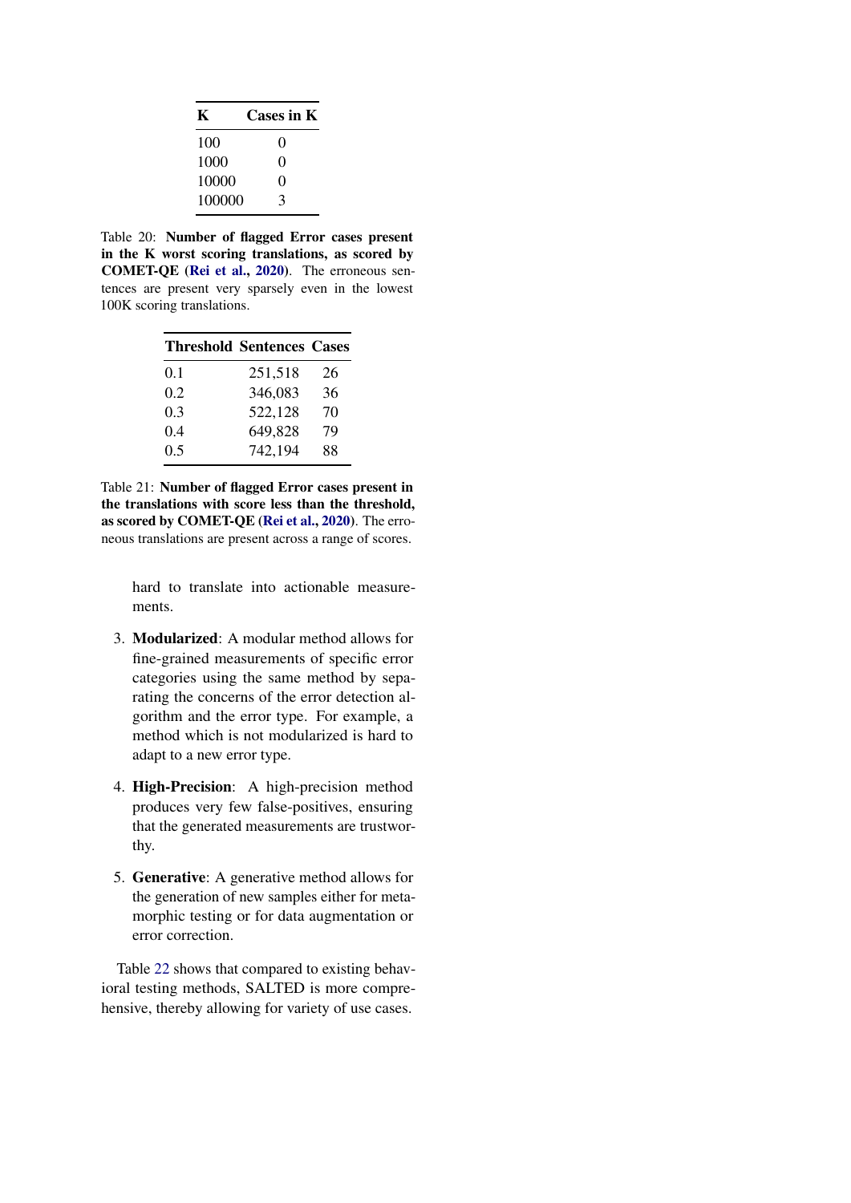| K | Cases in K |
|---|---|
| 100 | 0 |
| 1000 | 0 |
| 10000 | 0 |
| 100000 | 3 |

Table 20: **Number of flagged Error cases present in the K worst scoring translations, as scored by COMET-QE (Rei et al., 2020)**. The erroneous sentences are present very sparsely even in the lowest 100K scoring translations.

| Threshold | Sentences | Cases |
|---|---|---|
| 0.1 | 251,518 | 26 |
| 0.2 | 346,083 | 36 |
| 0.3 | 522,128 | 70 |
| 0.4 | 649,828 | 79 |
| 0.5 | 742,194 | 88 |

Table 21: **Number of flagged Error cases present in the translations with score less than the threshold, as scored by COMET-QE (Rei et al., 2020)**. The erroneous translations are present across a range of scores.

hard to translate into actionable measurements.

3. **Modularized**: A modular method allows for fine-grained measurements of specific error categories using the same method by separating the concerns of the error detection algorithm and the error type. For example, a method which is not modularized is hard to adapt to a new error type.

4. **High-Precision**: A high-precision method produces very few false-positives, ensuring that the generated measurements are trustworthy.

5. **Generative**: A generative method allows for the generation of new samples either for metamorphic testing or for data augmentation or error correction.

Table 22 shows that compared to existing behavioral testing methods, SALTED is more comprehensive, thereby allowing for variety of use cases.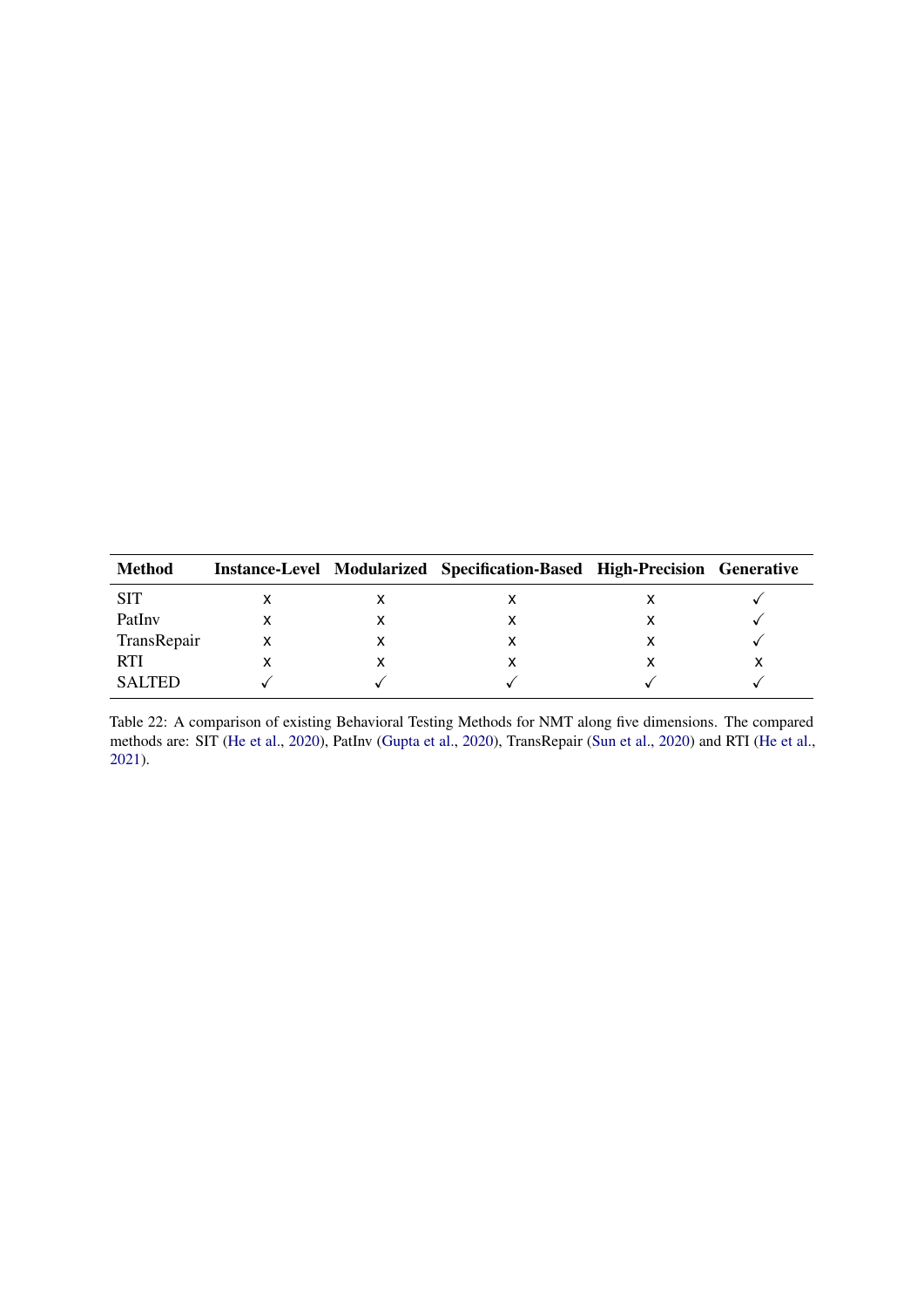| **Method** | **Instance-Level** | **Modularized** | **Specification-Based** | **High-Precision** | **Generative** |
|---|---|---|---|---|---|
| SIT | x | x | x | x | ✓ |
| PatInv | x | x | x | x | ✓ |
| TransRepair | x | x | x | x | ✓ |
| RTI | x | x | x | x | x |
| SALTED | ✓ | ✓ | ✓ | ✓ | ✓ |

Table 22: A comparison of existing Behavioral Testing Methods for NMT along five dimensions. The compared methods are: SIT (He et al., 2020), PatInv (Gupta et al., 2020), TransRepair (Sun et al., 2020) and RTI (He et al., 2021).